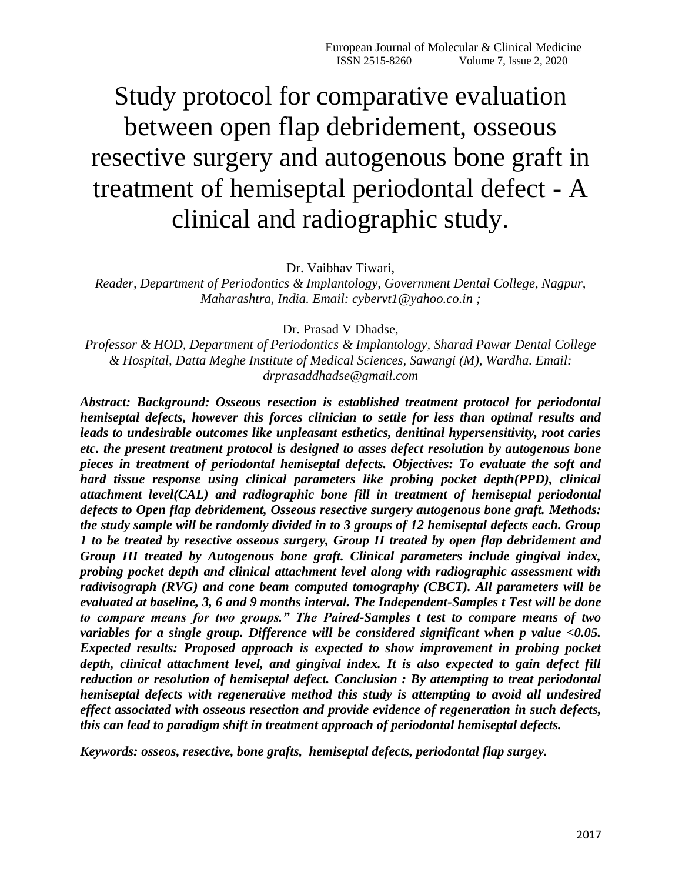# Study protocol for comparative evaluation between open flap debridement, osseous resective surgery and autogenous bone graft in treatment of hemiseptal periodontal defect - A clinical and radiographic study.

Dr. Vaibhav Tiwari,

*Reader, Department of Periodontics & Implantology, Government Dental College, Nagpur, Maharashtra, India. Email: cybervt1@yahoo.co.in ;*

Dr. Prasad V Dhadse,

*Professor & HOD, Department of Periodontics & Implantology, Sharad Pawar Dental College & Hospital, Datta Meghe Institute of Medical Sciences, Sawangi (M), Wardha. Email: drprasaddhadse@gmail.com*

***Abstract: Background: Osseous resection is established treatment protocol for periodontal hemiseptal defects, however this forces clinician to settle for less than optimal results and leads to undesirable outcomes like unpleasant esthetics, denitinal hypersensitivity, root caries etc. the present treatment protocol is designed to asses defect resolution by autogenous bone pieces in treatment of periodontal hemiseptal defects. Objectives: To evaluate the soft and hard tissue response using clinical parameters like probing pocket depth(PPD), clinical attachment level(CAL) and radiographic bone fill in treatment of hemiseptal periodontal defects to Open flap debridement, Osseous resective surgery autogenous bone graft. Methods: the study sample will be randomly divided in to 3 groups of 12 hemiseptal defects each. Group 1 to be treated by resective osseous surgery, Group II treated by open flap debridement and Group III treated by Autogenous bone graft. Clinical parameters include gingival index, probing pocket depth and clinical attachment level along with radiographic assessment with radivisograph (RVG) and cone beam computed tomography (CBCT). All parameters will be evaluated at baseline, 3, 6 and 9 months interval. The Independent-Samples t Test will be done to compare means for two groups." The Paired-Samples t test to compare means of two variables for a single group. Difference will be considered significant when p value <0.05. Expected results: Proposed approach is expected to show improvement in probing pocket depth, clinical attachment level, and gingival index. It is also expected to gain defect fill reduction or resolution of hemiseptal defect. Conclusion : By attempting to treat periodontal hemiseptal defects with regenerative method this study is attempting to avoid all undesired effect associated with osseous resection and provide evidence of regeneration in such defects, this can lead to paradigm shift in treatment approach of periodontal hemiseptal defects.***

***Keywords: osseos, resective, bone grafts, hemiseptal defects, periodontal flap surgey.***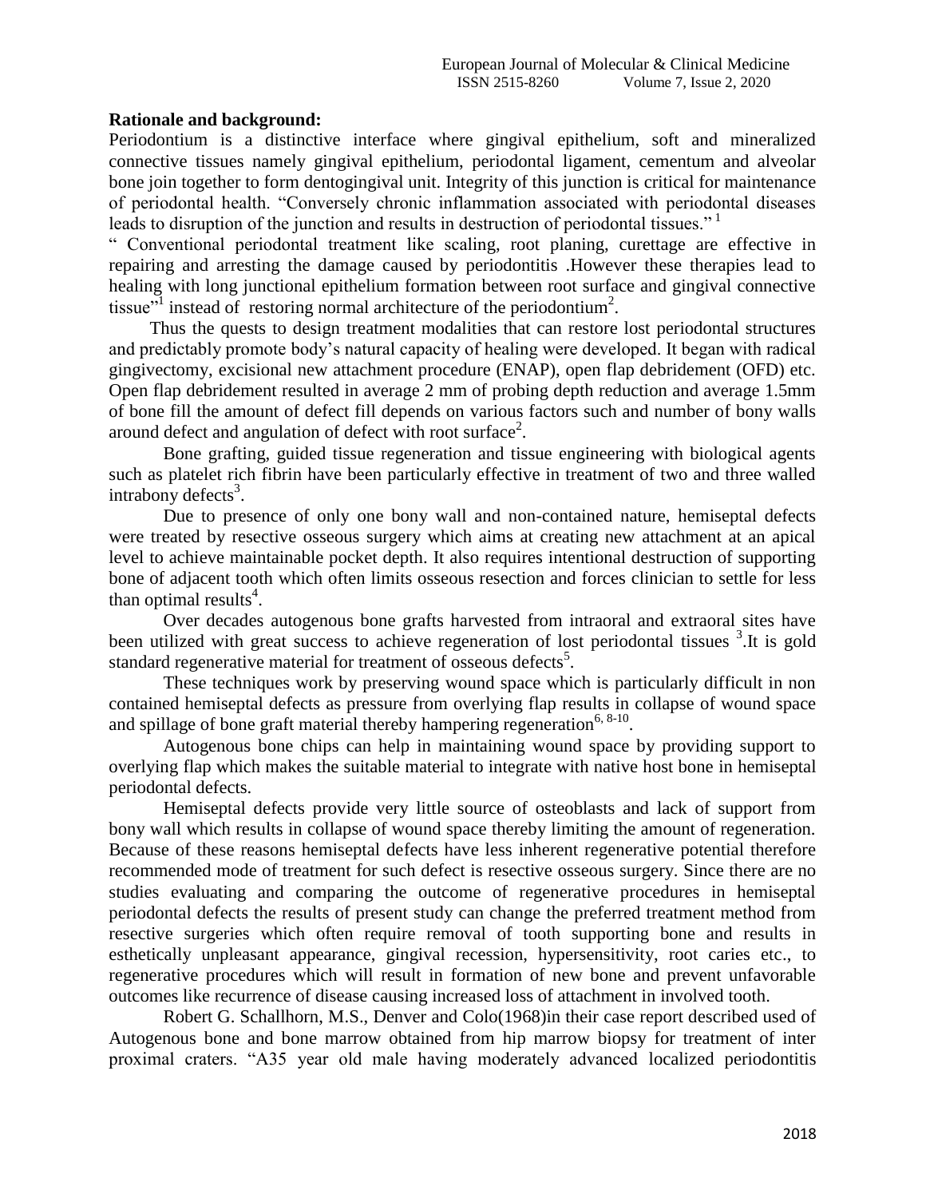**Rationale and background:**

Periodontium is a distinctive interface where gingival epithelium, soft and mineralized connective tissues namely gingival epithelium, periodontal ligament, cementum and alveolar bone join together to form dentogingival unit. Integrity of this junction is critical for maintenance of periodontal health. "Conversely chronic inflammation associated with periodontal diseases leads to disruption of the junction and results in destruction of periodontal tissues." [1]

" Conventional periodontal treatment like scaling, root planing, curettage are effective in repairing and arresting the damage caused by periodontitis .However these therapies lead to healing with long junctional epithelium formation between root surface and gingival connective tissue"[1] instead of restoring normal architecture of the periodontium[2].

Thus the quests to design treatment modalities that can restore lost periodontal structures and predictably promote body's natural capacity of healing were developed. It began with radical gingivectomy, excisional new attachment procedure (ENAP), open flap debridement (OFD) etc. Open flap debridement resulted in average 2 mm of probing depth reduction and average 1.5mm of bone fill the amount of defect fill depends on various factors such and number of bony walls around defect and angulation of defect with root surface[2].

Bone grafting, guided tissue regeneration and tissue engineering with biological agents such as platelet rich fibrin have been particularly effective in treatment of two and three walled intrabony defects[3].

Due to presence of only one bony wall and non-contained nature, hemiseptal defects were treated by resective osseous surgery which aims at creating new attachment at an apical level to achieve maintainable pocket depth. It also requires intentional destruction of supporting bone of adjacent tooth which often limits osseous resection and forces clinician to settle for less than optimal results[4].

Over decades autogenous bone grafts harvested from intraoral and extraoral sites have been utilized with great success to achieve regeneration of lost periodontal tissues [3].It is gold standard regenerative material for treatment of osseous defects[5].

These techniques work by preserving wound space which is particularly difficult in non contained hemiseptal defects as pressure from overlying flap results in collapse of wound space and spillage of bone graft material thereby hampering regeneration[6, 8-10].

Autogenous bone chips can help in maintaining wound space by providing support to overlying flap which makes the suitable material to integrate with native host bone in hemiseptal periodontal defects.

Hemiseptal defects provide very little source of osteoblasts and lack of support from bony wall which results in collapse of wound space thereby limiting the amount of regeneration. Because of these reasons hemiseptal defects have less inherent regenerative potential therefore recommended mode of treatment for such defect is resective osseous surgery. Since there are no studies evaluating and comparing the outcome of regenerative procedures in hemiseptal periodontal defects the results of present study can change the preferred treatment method from resective surgeries which often require removal of tooth supporting bone and results in esthetically unpleasant appearance, gingival recession, hypersensitivity, root caries etc., to regenerative procedures which will result in formation of new bone and prevent unfavorable outcomes like recurrence of disease causing increased loss of attachment in involved tooth.

Robert G. Schallhorn, M.S., Denver and Colo(1968)in their case report described used of Autogenous bone and bone marrow obtained from hip marrow biopsy for treatment of inter proximal craters. "A35 year old male having moderately advanced localized periodontitis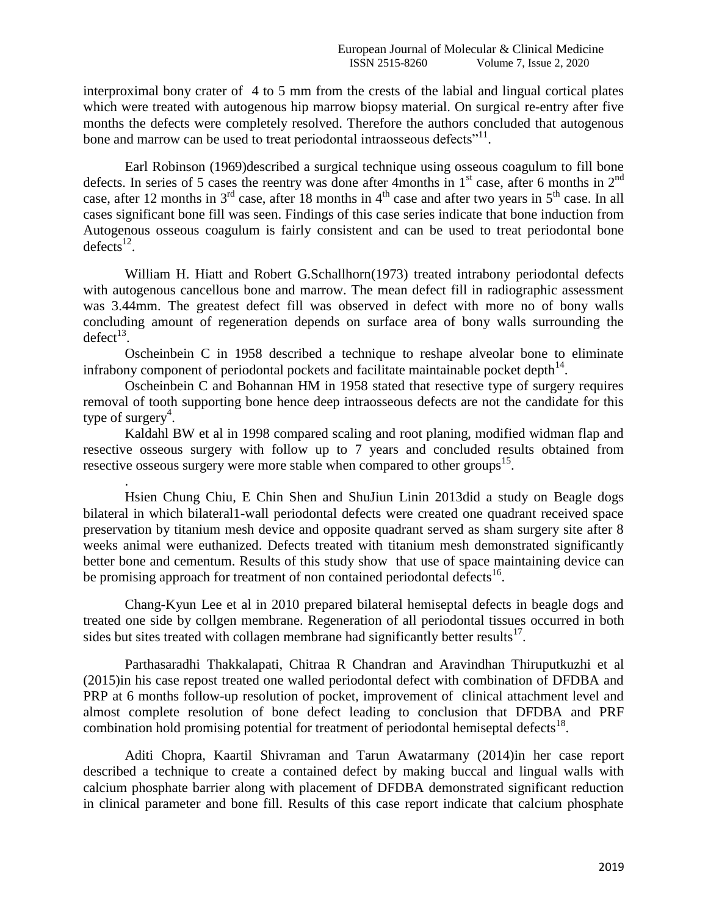interproximal bony crater of 4 to 5 mm from the crests of the labial and lingual cortical plates which were treated with autogenous hip marrow biopsy material. On surgical re-entry after five months the defects were completely resolved. Therefore the authors concluded that autogenous bone and marrow can be used to treat periodontal intraosseous defects"[11].

Earl Robinson (1969)described a surgical technique using osseous coagulum to fill bone defects. In series of 5 cases the reentry was done after 4months in 1st case, after 6 months in 2nd case, after 12 months in 3rd case, after 18 months in 4th case and after two years in 5th case. In all cases significant bone fill was seen. Findings of this case series indicate that bone induction from Autogenous osseous coagulum is fairly consistent and can be used to treat periodontal bone defects[12].

William H. Hiatt and Robert G.Schallhorn(1973) treated intrabony periodontal defects with autogenous cancellous bone and marrow. The mean defect fill in radiographic assessment was 3.44mm. The greatest defect fill was observed in defect with more no of bony walls concluding amount of regeneration depends on surface area of bony walls surrounding the defect[13].

Oscheinbein C in 1958 described a technique to reshape alveolar bone to eliminate infrabony component of periodontal pockets and facilitate maintainable pocket depth[14].

Oscheinbein C and Bohannan HM in 1958 stated that resective type of surgery requires removal of tooth supporting bone hence deep intraosseous defects are not the candidate for this type of surgery[4].

Kaldahl BW et al in 1998 compared scaling and root planing, modified widman flap and resective osseous surgery with follow up to 7 years and concluded results obtained from resective osseous surgery were more stable when compared to other groups[15].

.

Hsien Chung Chiu, E Chin Shen and ShuJiun Linin 2013did a study on Beagle dogs bilateral in which bilateral1-wall periodontal defects were created one quadrant received space preservation by titanium mesh device and opposite quadrant served as sham surgery site after 8 weeks animal were euthanized. Defects treated with titanium mesh demonstrated significantly better bone and cementum. Results of this study show that use of space maintaining device can be promising approach for treatment of non contained periodontal defects[16].

Chang-Kyun Lee et al in 2010 prepared bilateral hemiseptal defects in beagle dogs and treated one side by collgen membrane. Regeneration of all periodontal tissues occurred in both sides but sites treated with collagen membrane had significantly better results[17].

Parthasaradhi Thakkalapati, Chitraa R Chandran and Aravindhan Thiruputkuzhi et al (2015)in his case repost treated one walled periodontal defect with combination of DFDBA and PRP at 6 months follow-up resolution of pocket, improvement of clinical attachment level and almost complete resolution of bone defect leading to conclusion that DFDBA and PRF combination hold promising potential for treatment of periodontal hemiseptal defects[18].

Aditi Chopra, Kaartil Shivraman and Tarun Awatarmany (2014)in her case report described a technique to create a contained defect by making buccal and lingual walls with calcium phosphate barrier along with placement of DFDBA demonstrated significant reduction in clinical parameter and bone fill. Results of this case report indicate that calcium phosphate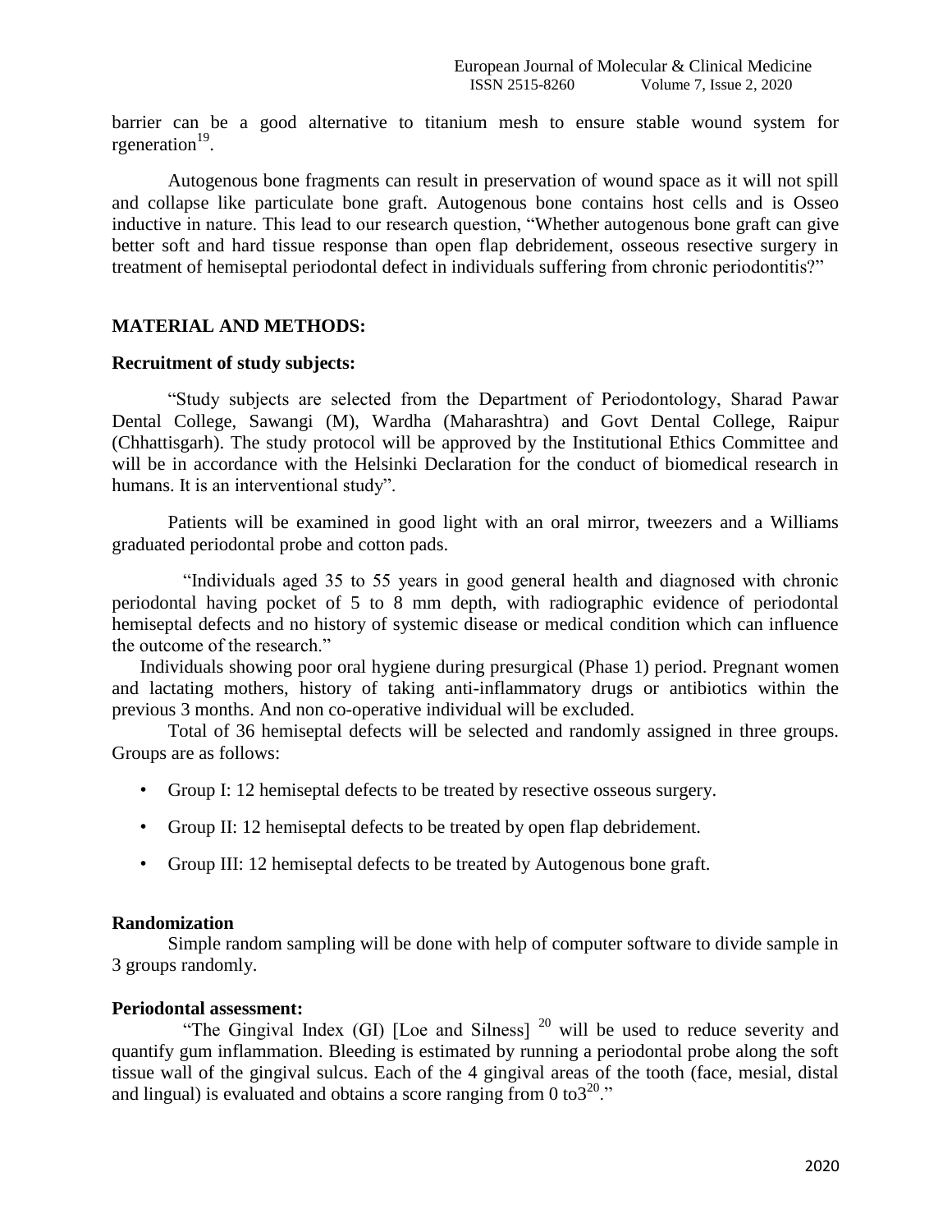barrier can be a good alternative to titanium mesh to ensure stable wound system for rgeneration[19].

Autogenous bone fragments can result in preservation of wound space as it will not spill and collapse like particulate bone graft. Autogenous bone contains host cells and is Osseo inductive in nature. This lead to our research question, "Whether autogenous bone graft can give better soft and hard tissue response than open flap debridement, osseous resective surgery in treatment of hemiseptal periodontal defect in individuals suffering from chronic periodontitis?"

## MATERIAL AND METHODS:

### Recruitment of study subjects:

"Study subjects are selected from the Department of Periodontology, Sharad Pawar Dental College, Sawangi (M), Wardha (Maharashtra) and Govt Dental College, Raipur (Chhattisgarh). The study protocol will be approved by the Institutional Ethics Committee and will be in accordance with the Helsinki Declaration for the conduct of biomedical research in humans. It is an interventional study".

Patients will be examined in good light with an oral mirror, tweezers and a Williams graduated periodontal probe and cotton pads.

"Individuals aged 35 to 55 years in good general health and diagnosed with chronic periodontal having pocket of 5 to 8 mm depth, with radiographic evidence of periodontal hemiseptal defects and no history of systemic disease or medical condition which can influence the outcome of the research."

Individuals showing poor oral hygiene during presurgical (Phase 1) period. Pregnant women and lactating mothers, history of taking anti-inflammatory drugs or antibiotics within the previous 3 months. And non co-operative individual will be excluded.

Total of 36 hemiseptal defects will be selected and randomly assigned in three groups. Groups are as follows:

- Group I: 12 hemiseptal defects to be treated by resective osseous surgery.
- Group II: 12 hemiseptal defects to be treated by open flap debridement.
- Group III: 12 hemiseptal defects to be treated by Autogenous bone graft.

### Randomization

Simple random sampling will be done with help of computer software to divide sample in 3 groups randomly.

### Periodontal assessment:

"The Gingival Index (GI) [Loe and Silness] [20] will be used to reduce severity and quantify gum inflammation. Bleeding is estimated by running a periodontal probe along the soft tissue wall of the gingival sulcus. Each of the 4 gingival areas of the tooth (face, mesial, distal and lingual) is evaluated and obtains a score ranging from 0 to3[20]."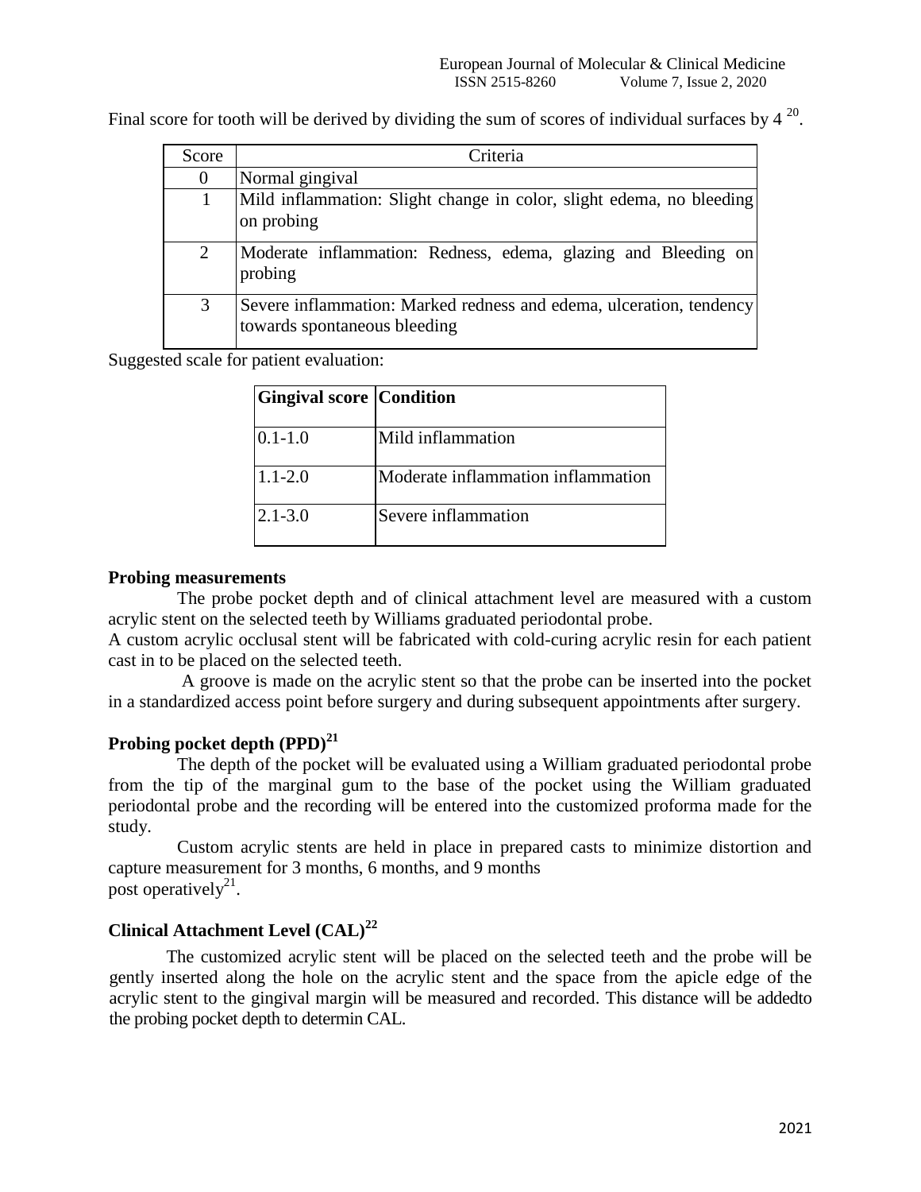Final score for tooth will be derived by dividing the sum of scores of individual surfaces by 4 [20].

| Score | Criteria |
|---|---|
| 0 | Normal gingival |
| 1 | Mild inflammation: Slight change in color, slight edema, no bleeding on probing |
| 2 | Moderate inflammation: Redness, edema, glazing and Bleeding on probing |
| 3 | Severe inflammation: Marked redness and edema, ulceration, tendency towards spontaneous bleeding |

Suggested scale for patient evaluation:

| Gingival score | Condition |
|---|---|
| 0.1-1.0 | Mild inflammation |
| 1.1-2.0 | Moderate inflammation inflammation |
| 2.1-3.0 | Severe inflammation |

**Probing measurements**

The probe pocket depth and of clinical attachment level are measured with a custom acrylic stent on the selected teeth by Williams graduated periodontal probe.

A custom acrylic occlusal stent will be fabricated with cold-curing acrylic resin for each patient cast in to be placed on the selected teeth.

A groove is made on the acrylic stent so that the probe can be inserted into the pocket in a standardized access point before surgery and during subsequent appointments after surgery.

**Probing pocket depth (PPD)[21]**

The depth of the pocket will be evaluated using a William graduated periodontal probe from the tip of the marginal gum to the base of the pocket using the William graduated periodontal probe and the recording will be entered into the customized proforma made for the study.

Custom acrylic stents are held in place in prepared casts to minimize distortion and capture measurement for 3 months, 6 months, and 9 months post operatively[21].

**Clinical Attachment Level (CAL)[22]**

The customized acrylic stent will be placed on the selected teeth and the probe will be gently inserted along the hole on the acrylic stent and the space from the apicle edge of the acrylic stent to the gingival margin will be measured and recorded. This distance will be addedto the probing pocket depth to determin CAL.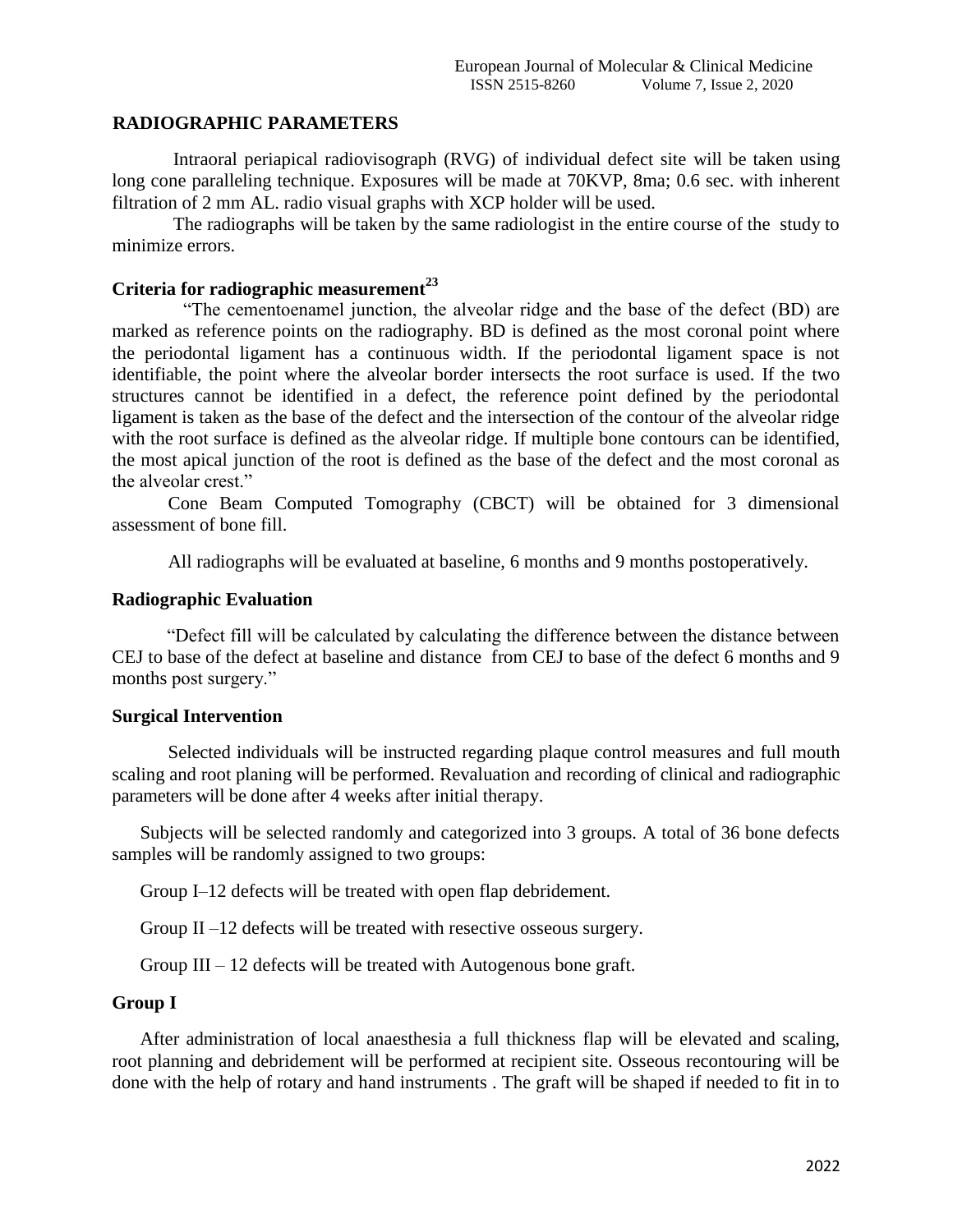## RADIOGRAPHIC PARAMETERS

Intraoral periapical radiovisograph (RVG) of individual defect site will be taken using long cone paralleling technique. Exposures will be made at 70KVP, 8ma; 0.6 sec. with inherent filtration of 2 mm AL. radio visual graphs with XCP holder will be used.

The radiographs will be taken by the same radiologist in the entire course of the study to minimize errors.

### Criteria for radiographic measurement[23]

"The cementoenamel junction, the alveolar ridge and the base of the defect (BD) are marked as reference points on the radiography. BD is defined as the most coronal point where the periodontal ligament has a continuous width. If the periodontal ligament space is not identifiable, the point where the alveolar border intersects the root surface is used. If the two structures cannot be identified in a defect, the reference point defined by the periodontal ligament is taken as the base of the defect and the intersection of the contour of the alveolar ridge with the root surface is defined as the alveolar ridge. If multiple bone contours can be identified, the most apical junction of the root is defined as the base of the defect and the most coronal as the alveolar crest."

Cone Beam Computed Tomography (CBCT) will be obtained for 3 dimensional assessment of bone fill.

All radiographs will be evaluated at baseline, 6 months and 9 months postoperatively.

### Radiographic Evaluation

"Defect fill will be calculated by calculating the difference between the distance between CEJ to base of the defect at baseline and distance from CEJ to base of the defect 6 months and 9 months post surgery."

### Surgical Intervention

Selected individuals will be instructed regarding plaque control measures and full mouth scaling and root planing will be performed. Revaluation and recording of clinical and radiographic parameters will be done after 4 weeks after initial therapy.

Subjects will be selected randomly and categorized into 3 groups. A total of 36 bone defects samples will be randomly assigned to two groups:

Group I–12 defects will be treated with open flap debridement.

Group II –12 defects will be treated with resective osseous surgery.

Group III – 12 defects will be treated with Autogenous bone graft.

### Group I

After administration of local anaesthesia a full thickness flap will be elevated and scaling, root planning and debridement will be performed at recipient site. Osseous recontouring will be done with the help of rotary and hand instruments . The graft will be shaped if needed to fit in to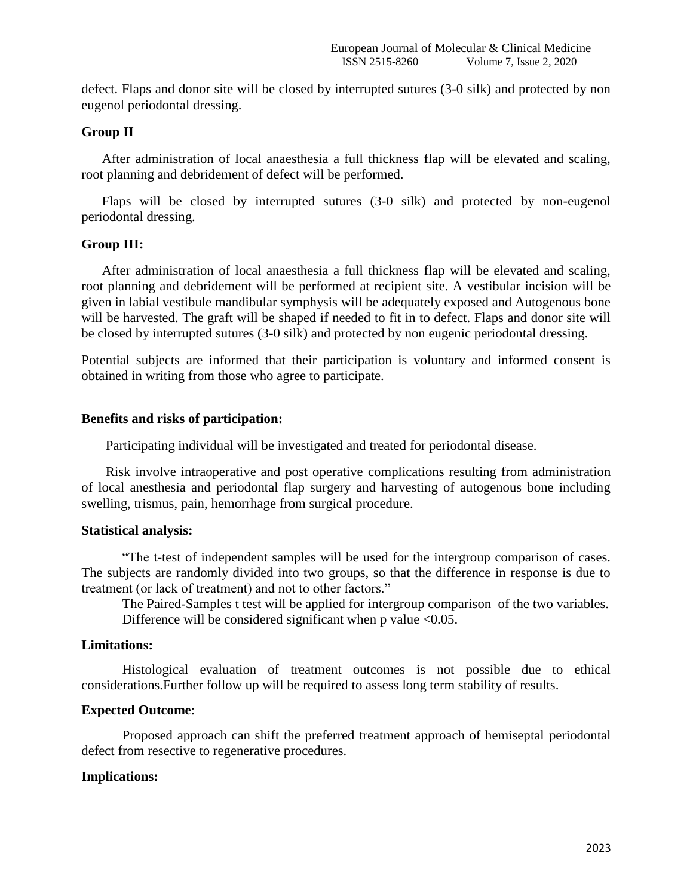defect. Flaps and donor site will be closed by interrupted sutures (3-0 silk) and protected by non eugenol periodontal dressing.

**Group II**

After administration of local anaesthesia a full thickness flap will be elevated and scaling, root planning and debridement of defect will be performed.

Flaps will be closed by interrupted sutures (3-0 silk) and protected by non-eugenol periodontal dressing.

**Group III:**

After administration of local anaesthesia a full thickness flap will be elevated and scaling, root planning and debridement will be performed at recipient site. A vestibular incision will be given in labial vestibule mandibular symphysis will be adequately exposed and Autogenous bone will be harvested. The graft will be shaped if needed to fit in to defect. Flaps and donor site will be closed by interrupted sutures (3-0 silk) and protected by non eugenic periodontal dressing.

Potential subjects are informed that their participation is voluntary and informed consent is obtained in writing from those who agree to participate.

**Benefits and risks of participation:**

Participating individual will be investigated and treated for periodontal disease.

Risk involve intraoperative and post operative complications resulting from administration of local anesthesia and periodontal flap surgery and harvesting of autogenous bone including swelling, trismus, pain, hemorrhage from surgical procedure.

**Statistical analysis:**

"The t-test of independent samples will be used for the intergroup comparison of cases. The subjects are randomly divided into two groups, so that the difference in response is due to treatment (or lack of treatment) and not to other factors."

The Paired-Samples t test will be applied for intergroup comparison of the two variables. Difference will be considered significant when p value <0.05.

**Limitations:**

Histological evaluation of treatment outcomes is not possible due to ethical considerations.Further follow up will be required to assess long term stability of results.

**Expected Outcome**:

Proposed approach can shift the preferred treatment approach of hemiseptal periodontal defect from resective to regenerative procedures.

**Implications:**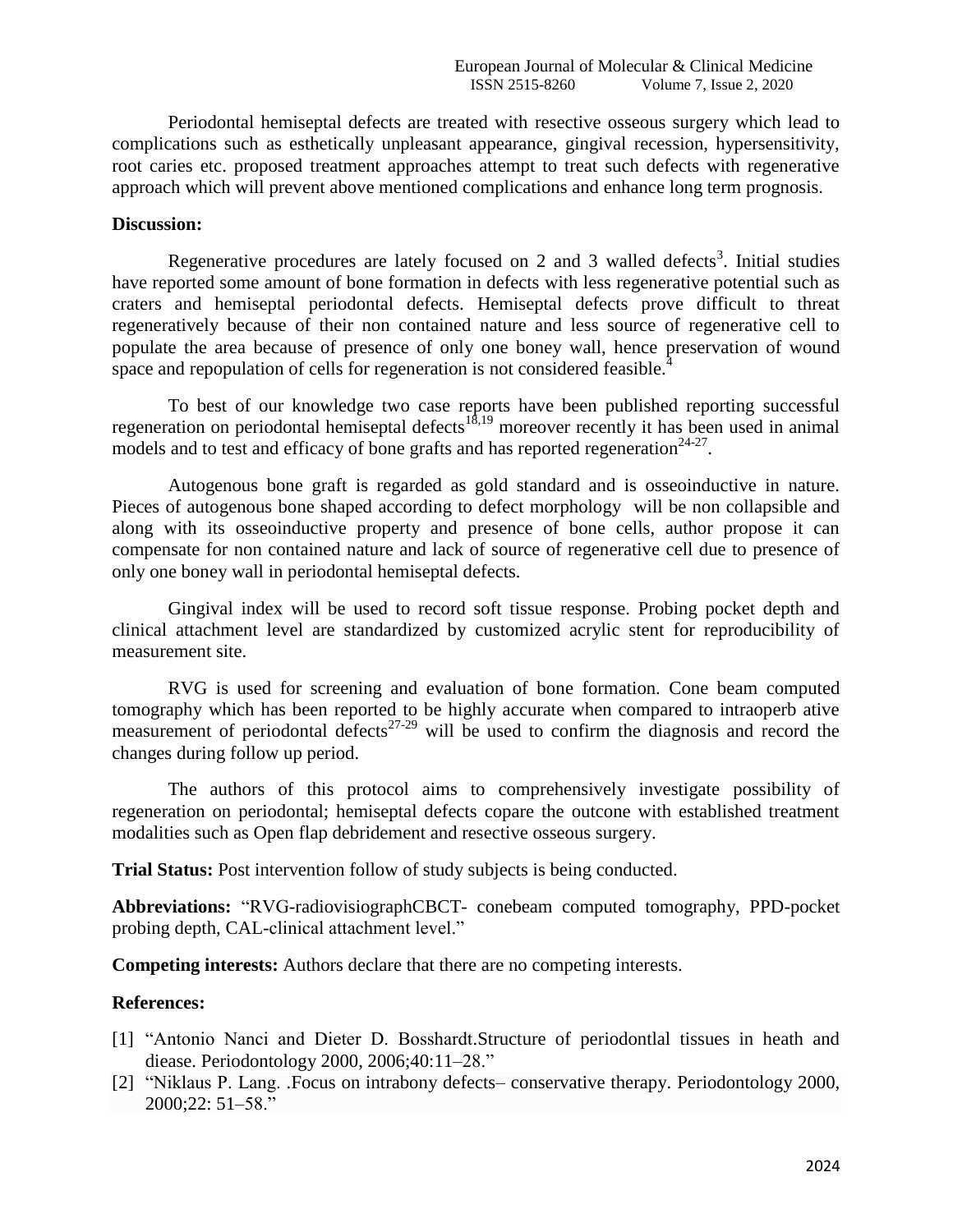Periodontal hemiseptal defects are treated with resective osseous surgery which lead to complications such as esthetically unpleasant appearance, gingival recession, hypersensitivity, root caries etc. proposed treatment approaches attempt to treat such defects with regenerative approach which will prevent above mentioned complications and enhance long term prognosis.

**Discussion:**

Regenerative procedures are lately focused on 2 and 3 walled defects[3]. Initial studies have reported some amount of bone formation in defects with less regenerative potential such as craters and hemiseptal periodontal defects. Hemiseptal defects prove difficult to threat regeneratively because of their non contained nature and less source of regenerative cell to populate the area because of presence of only one boney wall, hence preservation of wound space and repopulation of cells for regeneration is not considered feasible.[4]

To best of our knowledge two case reports have been published reporting successful regeneration on periodontal hemiseptal defects[18,19] moreover recently it has been used in animal models and to test and efficacy of bone grafts and has reported regeneration[24-27].

Autogenous bone graft is regarded as gold standard and is osseoinductive in nature. Pieces of autogenous bone shaped according to defect morphology will be non collapsible and along with its osseoinductive property and presence of bone cells, author propose it can compensate for non contained nature and lack of source of regenerative cell due to presence of only one boney wall in periodontal hemiseptal defects.

Gingival index will be used to record soft tissue response. Probing pocket depth and clinical attachment level are standardized by customized acrylic stent for reproducibility of measurement site.

RVG is used for screening and evaluation of bone formation. Cone beam computed tomography which has been reported to be highly accurate when compared to intraoperb ative measurement of periodontal defects[27-29] will be used to confirm the diagnosis and record the changes during follow up period.

The authors of this protocol aims to comprehensively investigate possibility of regeneration on periodontal; hemiseptal defects copare the outcone with established treatment modalities such as Open flap debridement and resective osseous surgery.

**Trial Status:** Post intervention follow of study subjects is being conducted.

**Abbreviations:** "RVG-radiovisiographCBCT- conebeam computed tomography, PPD-pocket probing depth, CAL-clinical attachment level."

**Competing interests:** Authors declare that there are no competing interests.

**References:**

[1] "Antonio Nanci and Dieter D. Bosshardt.Structure of periodontlal tissues in heath and diease. Periodontology 2000, 2006;40:11–28."

[2] "Niklaus P. Lang. .Focus on intrabony defects– conservative therapy. Periodontology 2000, 2000;22: 51–58."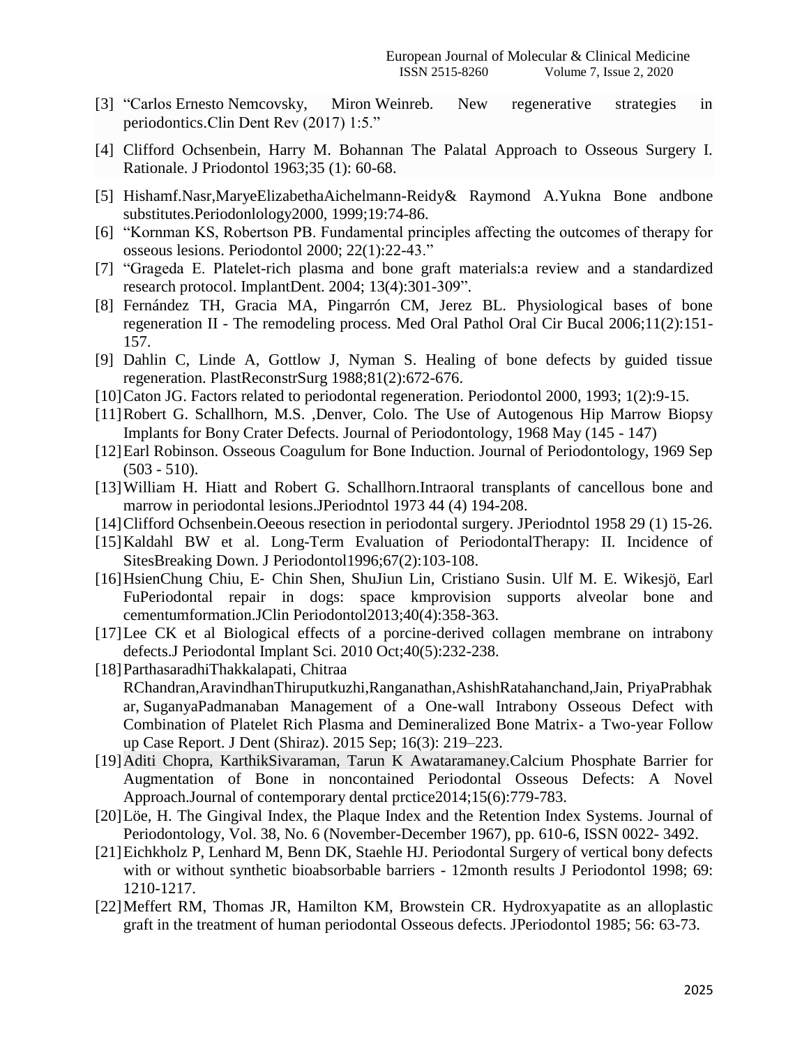[3] "Carlos Ernesto Nemcovsky, Miron Weinreb. New regenerative strategies in periodontics.Clin Dent Rev (2017) 1:5."

[4] Clifford Ochsenbein, Harry M. Bohannan The Palatal Approach to Osseous Surgery I. Rationale. J Priodontol 1963;35 (1): 60-68.

[5] Hishamf.Nasr,MaryeElizabethaAichelmann-Reidy& Raymond A.Yukna Bone andbone substitutes.Periodonlology2000, 1999;19:74-86.

[6] "Kornman KS, Robertson PB. Fundamental principles affecting the outcomes of therapy for osseous lesions. Periodontol 2000; 22(1):22-43."

[7] "Grageda E. Platelet-rich plasma and bone graft materials:a review and a standardized research protocol. ImplantDent. 2004; 13(4):301-309".

[8] Fernández TH, Gracia MA, Pingarrón CM, Jerez BL. Physiological bases of bone regeneration II - The remodeling process. Med Oral Pathol Oral Cir Bucal 2006;11(2):151-157.

[9] Dahlin C, Linde A, Gottlow J, Nyman S. Healing of bone defects by guided tissue regeneration. PlastReconstrSurg 1988;81(2):672-676.

[10] Caton JG. Factors related to periodontal regeneration. Periodontol 2000, 1993; 1(2):9-15.

[11] Robert G. Schallhorn, M.S. ,Denver, Colo. The Use of Autogenous Hip Marrow Biopsy Implants for Bony Crater Defects. Journal of Periodontology, 1968 May (145 - 147)

[12] Earl Robinson. Osseous Coagulum for Bone Induction. Journal of Periodontology, 1969 Sep (503 - 510).

[13] William H. Hiatt and Robert G. Schallhorn.Intraoral transplants of cancellous bone and marrow in periodontal lesions.JPeriodntol 1973 44 (4) 194-208.

[14] Clifford Ochsenbein.Oeeous resection in periodontal surgery. JPeriodntol 1958 29 (1) 15-26.

[15] Kaldahl BW et al. Long-Term Evaluation of PeriodontalTherapy: II. Incidence of SitesBreaking Down. J Periodontol1996;67(2):103-108.

[16] HsienChung Chiu, E- Chin Shen, ShuJiun Lin, Cristiano Susin. Ulf M. E. Wikesjö, Earl FuPeriodontal repair in dogs: space kmprovision supports alveolar bone and cementumformation.JClin Periodontol2013;40(4):358-363.

[17] Lee CK et al Biological effects of a porcine-derived collagen membrane on intrabony defects.J Periodontal Implant Sci. 2010 Oct;40(5):232-238.

[18] ParthasaradhiThakkalapati, Chitraa RChandran,AravindhanThiruputkuzhi,Ranganathan,AshishRatahanchand,Jain, PriyaPrabhakar, SuganyaPadmanaban Management of a One-wall Intrabony Osseous Defect with Combination of Platelet Rich Plasma and Demineralized Bone Matrix- a Two-year Follow up Case Report. J Dent (Shiraz). 2015 Sep; 16(3): 219–223.

[19] Aditi Chopra, KarthikSivaraman, Tarun K Awataramaney.Calcium Phosphate Barrier for Augmentation of Bone in noncontained Periodontal Osseous Defects: A Novel Approach.Journal of contemporary dental prctice2014;15(6):779-783.

[20] Löe, H. The Gingival Index, the Plaque Index and the Retention Index Systems. Journal of Periodontology, Vol. 38, No. 6 (November-December 1967), pp. 610-6, ISSN 0022- 3492.

[21] Eichkholz P, Lenhard M, Benn DK, Staehle HJ. Periodontal Surgery of vertical bony defects with or without synthetic bioabsorbable barriers - 12month results J Periodontol 1998; 69: 1210-1217.

[22] Meffert RM, Thomas JR, Hamilton KM, Browstein CR. Hydroxyapatite as an alloplastic graft in the treatment of human periodontal Osseous defects. JPeriodontol 1985; 56: 63-73.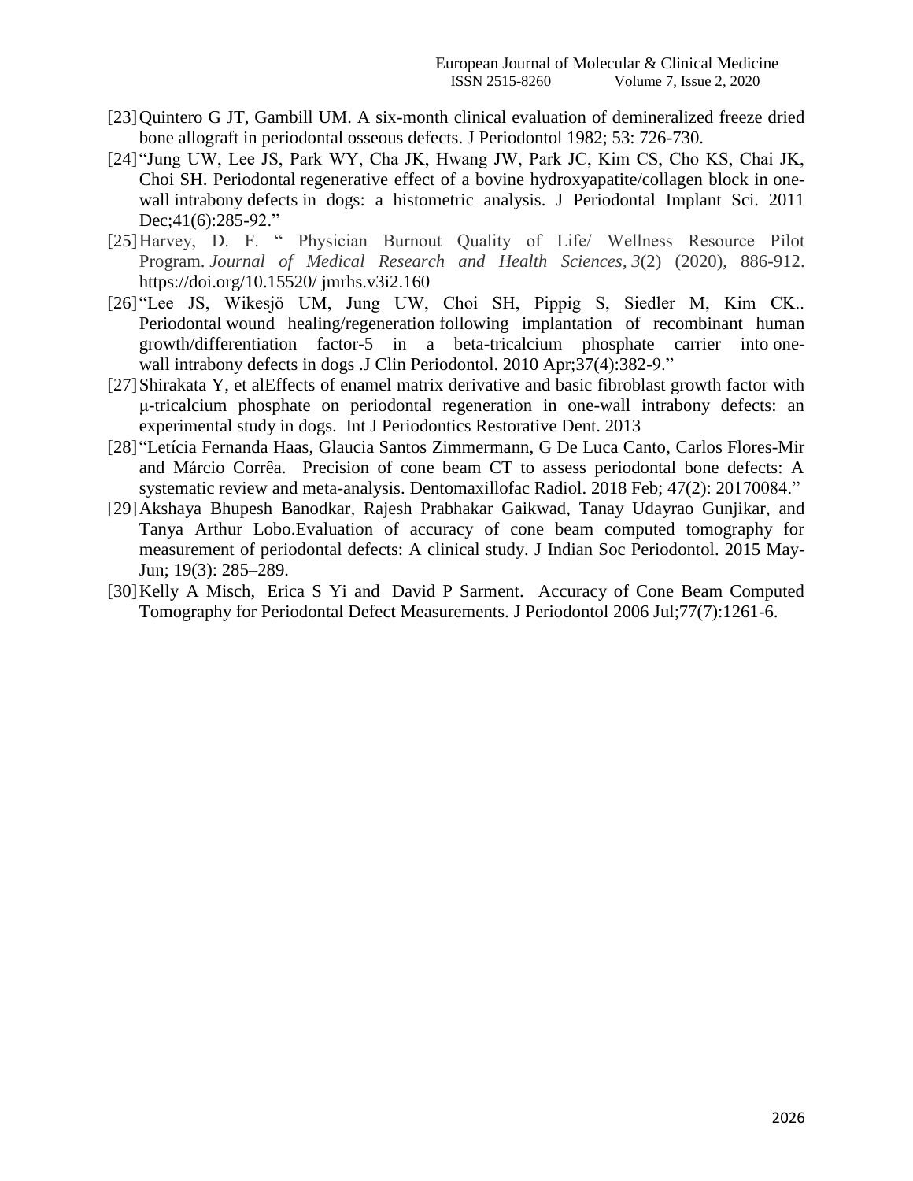[23] Quintero G JT, Gambill UM. A six-month clinical evaluation of demineralized freeze dried bone allograft in periodontal osseous defects. J Periodontol 1982; 53: 726-730.

[24] "Jung UW, Lee JS, Park WY, Cha JK, Hwang JW, Park JC, Kim CS, Cho KS, Chai JK, Choi SH. Periodontal regenerative effect of a bovine hydroxyapatite/collagen block in one-wall intrabony defects in dogs: a histometric analysis. J Periodontal Implant Sci. 2011 Dec;41(6):285-92."

[25] Harvey, D. F. " Physician Burnout Quality of Life/ Wellness Resource Pilot Program. *Journal of Medical Research and Health Sciences*, *3*(2) (2020), 886-912. https://doi.org/10.15520/ jmrhs.v3i2.160

[26] "Lee JS, Wikesjö UM, Jung UW, Choi SH, Pippig S, Siedler M, Kim CK.. Periodontal wound healing/regeneration following implantation of recombinant human growth/differentiation factor-5 in a beta-tricalcium phosphate carrier into one-wall intrabony defects in dogs .J Clin Periodontol. 2010 Apr;37(4):382-9."

[27] Shirakata Y, et alEffects of enamel matrix derivative and basic fibroblast growth factor with μ-tricalcium phosphate on periodontal regeneration in one-wall intrabony defects: an experimental study in dogs. Int J Periodontics Restorative Dent. 2013

[28] "Letícia Fernanda Haas, Glaucia Santos Zimmermann, G De Luca Canto, Carlos Flores-Mir and Márcio Corrêa. Precision of cone beam CT to assess periodontal bone defects: A systematic review and meta-analysis. Dentomaxillofac Radiol. 2018 Feb; 47(2): 20170084."

[29] Akshaya Bhupesh Banodkar, Rajesh Prabhakar Gaikwad, Tanay Udayrao Gunjikar, and Tanya Arthur Lobo.Evaluation of accuracy of cone beam computed tomography for measurement of periodontal defects: A clinical study. J Indian Soc Periodontol. 2015 May-Jun; 19(3): 285–289.

[30] Kelly A Misch, Erica S Yi and David P Sarment. Accuracy of Cone Beam Computed Tomography for Periodontal Defect Measurements. J Periodontol 2006 Jul;77(7):1261-6.